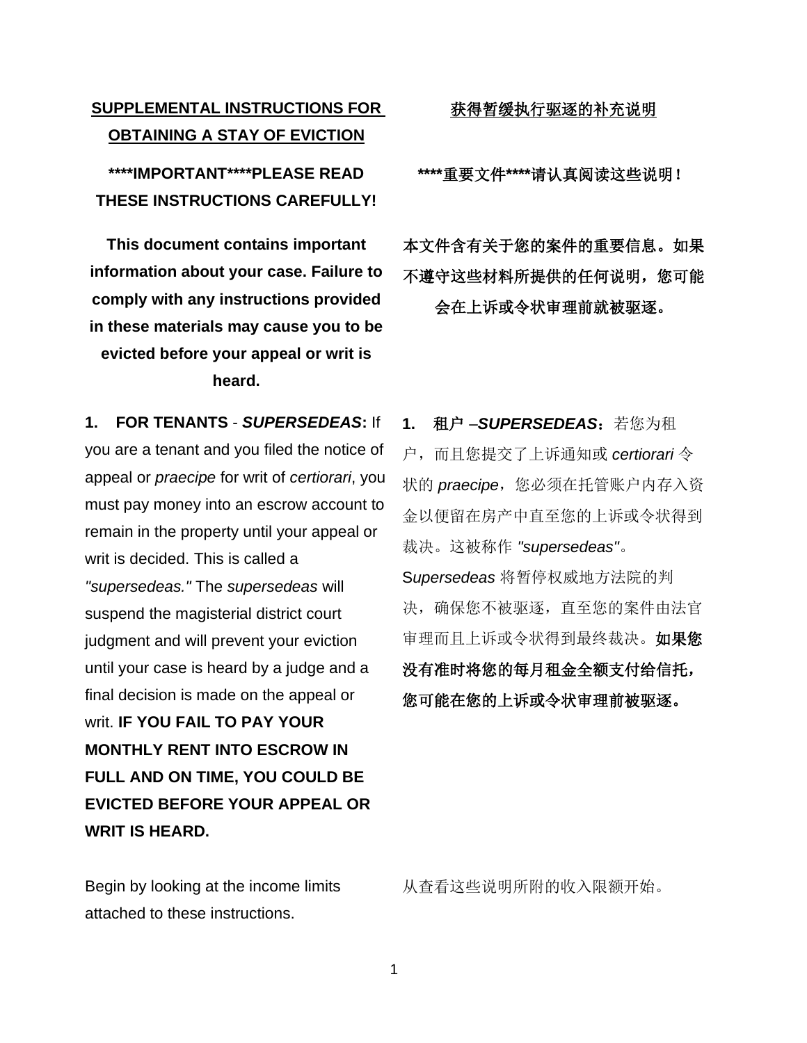## SUPPLEMENTAL INSTRUCTIONS FOR OBTAINING A STAY OF EVICTION

**\*\*\*\*IMPORTANT\*\*\*\*PLEASE READ THESE INSTRUCTIONS CAREFULLY!**

**This document contains important information about your case. Failure to comply with any instructions provided in these materials may cause you to be evicted before your appeal or writ is heard.**

**1. FOR TENANTS** - ***SUPERSEDEAS*:** If you are a tenant and you filed the notice of appeal or *praecipe* for writ of *certiorari*, you must pay money into an escrow account to remain in the property until your appeal or writ is decided. This is called a *"supersedeas."* The *supersedeas* will suspend the magisterial district court judgment and will prevent your eviction until your case is heard by a judge and a final decision is made on the appeal or writ. **IF YOU FAIL TO PAY YOUR MONTHLY RENT INTO ESCROW IN FULL AND ON TIME, YOU COULD BE EVICTED BEFORE YOUR APPEAL OR WRIT IS HEARD.**

Begin by looking at the income limits attached to these instructions.

## 获得暂缓执行驱逐的补充说明

**\*\*\*\*重要文件\*\*\*\*请认真阅读这些说明！**

**本文件含有关于您的案件的重要信息。如果不遵守这些材料所提供的任何说明，您可能会在上诉或令状审理前就被驱逐。**

**1. 租户 –*SUPERSEDEAS*：**若您为租户，而且您提交了上诉通知或 *certiorari* 令状的 *praecipe*，您必须在托管账户内存入资金以便留在房产中直至您的上诉或令状得到裁决。这被称作 *"supersedeas"*。*Supersedeas* 将暂停权威地方法院的判决，确保您不被驱逐，直至您的案件由法官审理而且上诉或令状得到最终裁决。**如果您没有准时将您的每月租金全额支付给信托，您可能在您的上诉或令状审理前被驱逐。**

从查看这些说明所附的收入限额开始。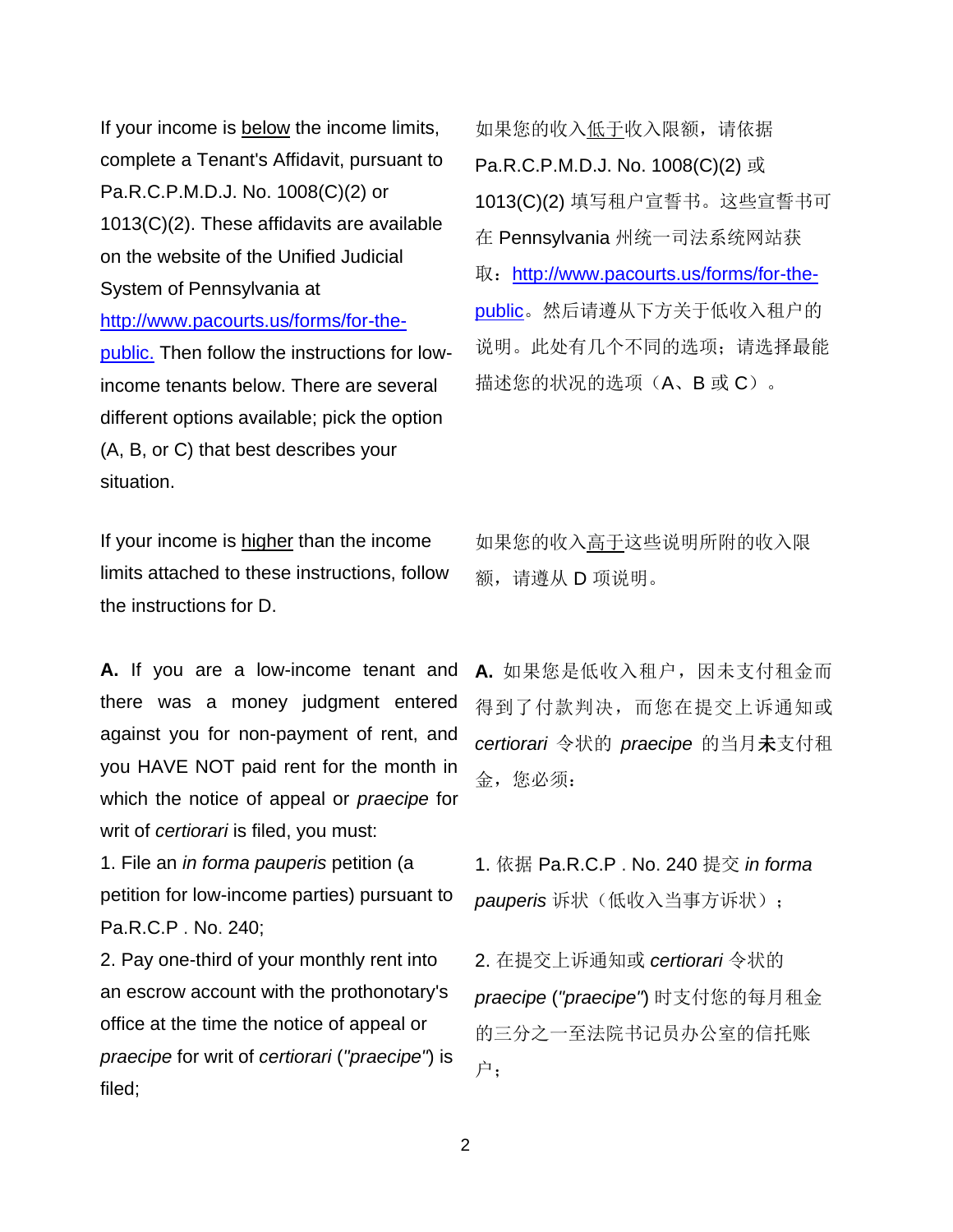If your income is below the income limits, complete a Tenant's Affidavit, pursuant to Pa.R.C.P.M.D.J. No. 1008(C)(2) or 1013(C)(2). These affidavits are available on the website of the Unified Judicial System of Pennsylvania at [http://www.pacourts.us/forms/for-the-public.](http://www.pacourts.us/forms/for-the-public) Then follow the instructions for low-income tenants below. There are several different options available; pick the option (A, B, or C) that best describes your situation.

如果您的收入低于收入限额，请依据 Pa.R.C.P.M.D.J. No. 1008(C)(2) 或 1013(C)(2) 填写租户宣誓书。这些宣誓书可在 Pennsylvania 州统一司法系统网站获取：[http://www.pacourts.us/forms/for-the-public](http://www.pacourts.us/forms/for-the-public)。然后请遵从下方关于低收入租户的说明。此处有几个不同的选项；请选择最能描述您的状况的选项（A、B 或 C）。

If your income is higher than the income limits attached to these instructions, follow the instructions for D.

如果您的收入高于这些说明所附的收入限额，请遵从 D 项说明。

**A.** If you are a low-income tenant and there was a money judgment entered against you for non-payment of rent, and you HAVE NOT paid rent for the month in which the notice of appeal or *praecipe* for writ of *certiorari* is filed, you must:

1. File an *in forma pauperis* petition (a petition for low-income parties) pursuant to Pa.R.C.P . No. 240;
2. Pay one-third of your monthly rent into an escrow account with the prothonotary's office at the time the notice of appeal or *praecipe* for writ of *certiorari* (*"praecipe"*) is filed;

**A.** 如果您是低收入租户，因未支付租金而得到了付款判决，而您在提交上诉通知或 *certiorari* 令状的 *praecipe* 的当月**未**支付租金，您必须：

1. 依据 Pa.R.C.P . No. 240 提交 *in forma pauperis* 诉状（低收入当事方诉状）；
2. 在提交上诉通知或 *certiorari* 令状的 *praecipe* (*"praecipe"*) 时支付您的每月租金的三分之一至法院书记员办公室的信托账户；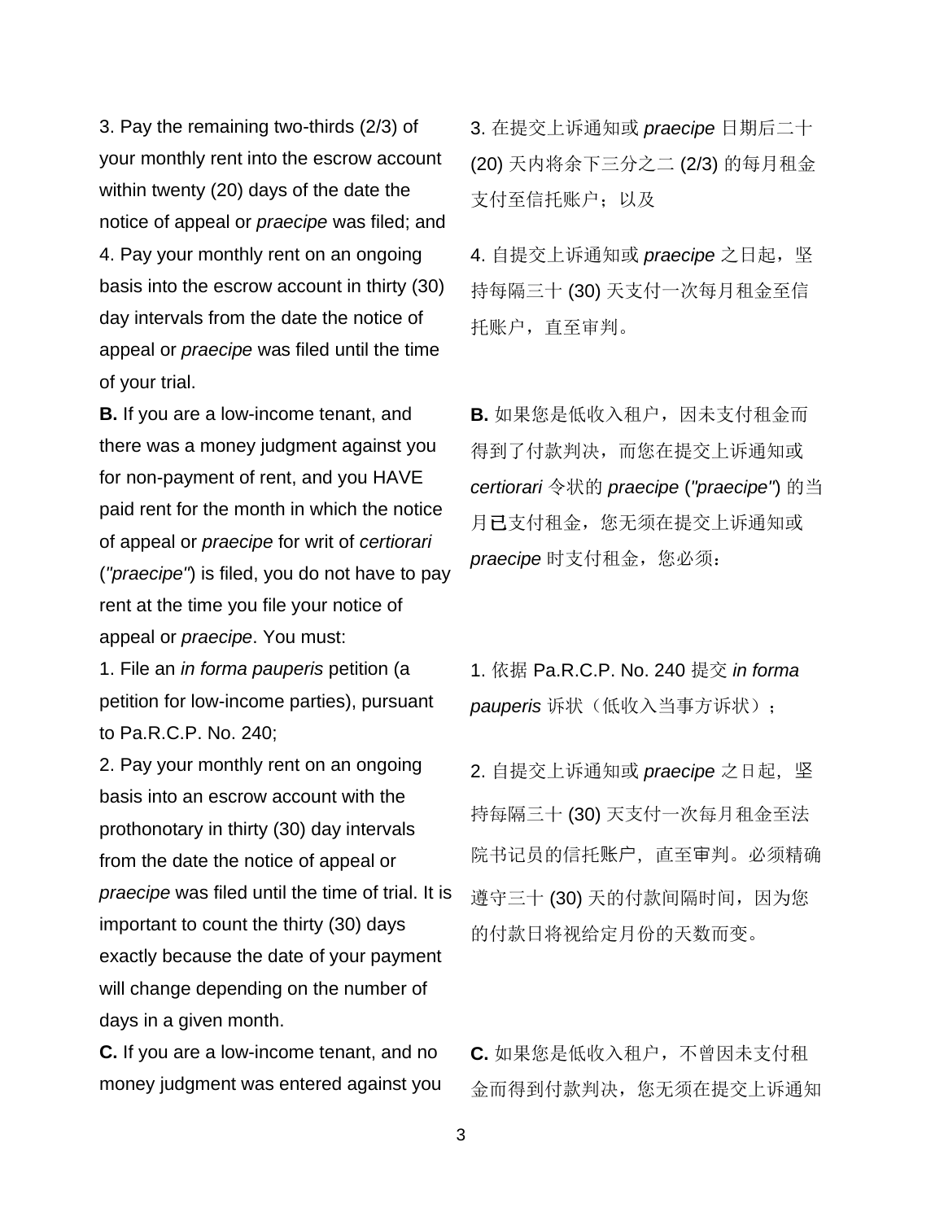3. Pay the remaining two-thirds (2/3) of your monthly rent into the escrow account within twenty (20) days of the date the notice of appeal or *praecipe* was filed; and

3. 在提交上诉通知或 *praecipe* 日期后二十 (20) 天内将余下三分之二 (2/3) 的每月租金支付至信托账户；以及

4. Pay your monthly rent on an ongoing basis into the escrow account in thirty (30) day intervals from the date the notice of appeal or *praecipe* was filed until the time of your trial.

4. 自提交上诉通知或 *praecipe* 之日起，坚持每隔三十 (30) 天支付一次每月租金至信托账户，直至审判。

**B.** If you are a low-income tenant, and there was a money judgment against you for non-payment of rent, and you HAVE paid rent for the month in which the notice of appeal or *praecipe* for writ of *certiorari* (*"praecipe"*) is filed, you do not have to pay rent at the time you file your notice of appeal or *praecipe*. You must:

**B.** 如果您是低收入租户，因未支付租金而得到了付款判决，而您在提交上诉通知或 *certiorari* 令状的 *praecipe* (*"praecipe"*) 的当月**已**支付租金，您无须在提交上诉通知或 *praecipe* 时支付租金，您必须：

1. File an *in forma pauperis* petition (a petition for low-income parties), pursuant to Pa.R.C.P. No. 240;

1. 依据 Pa.R.C.P. No. 240 提交 *in forma pauperis* 诉状（低收入当事方诉状）；

2. Pay your monthly rent on an ongoing basis into an escrow account with the prothonotary in thirty (30) day intervals from the date the notice of appeal or *praecipe* was filed until the time of trial. It is important to count the thirty (30) days exactly because the date of your payment will change depending on the number of days in a given month.

2. 自提交上诉通知或 *praecipe* 之日起，坚持每隔三十 (30) 天支付一次每月租金至法院书记员的信托账户，直至审判。必须精确遵守三十 (30) 天的付款间隔时间，因为您的付款日将视给定月份的天数而变。

**C.** If you are a low-income tenant, and no money judgment was entered against you

**C.** 如果您是低收入租户，不曾因未支付租金而得到付款判决，您无须在提交上诉通知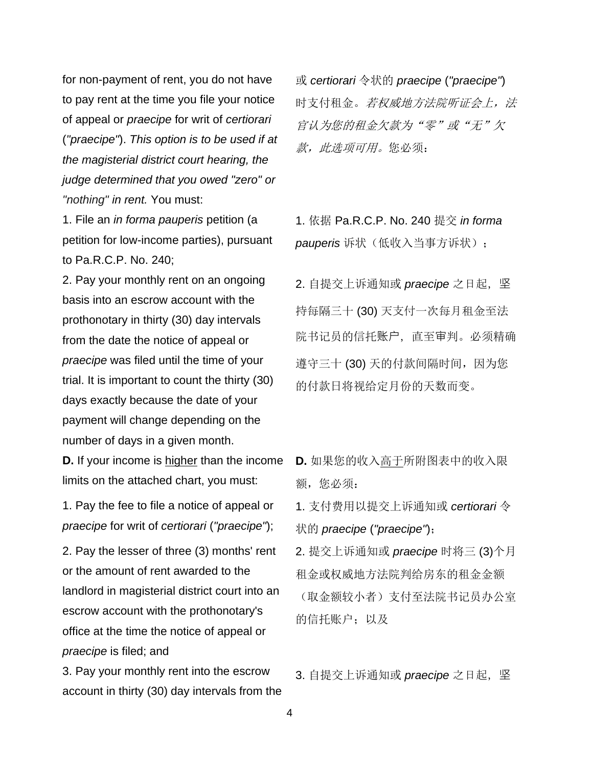for non-payment of rent, you do not have to pay rent at the time you file your notice of appeal or *praecipe* for writ of *certiorari* (*"praecipe"*). *This option is to be used if at the magisterial district court hearing, the judge determined that you owed "zero" or "nothing" in rent.* You must:

或 *certiorari* 令状的 *praecipe* (*"praecipe"*) 时支付租金。*若权威地方法院听证会上，法官认为您的租金欠款为“零”或“无”欠款，此选项可用。*您必须：

1. File an *in forma pauperis* petition (a petition for low-income parties), pursuant to Pa.R.C.P. No. 240;

1. 依据 Pa.R.C.P. No. 240 提交 *in forma pauperis* 诉状（低收入当事方诉状）；

2. Pay your monthly rent on an ongoing basis into an escrow account with the prothonotary in thirty (30) day intervals from the date the notice of appeal or *praecipe* was filed until the time of your trial. It is important to count the thirty (30) days exactly because the date of your payment will change depending on the number of days in a given month.

2. 自提交上诉通知或 *praecipe* 之日起，坚持每隔三十 (30) 天支付一次每月租金至法院书记员的信托账户，直至审判。必须精确遵守三十 (30) 天的付款间隔时间，因为您的付款日将视给定月份的天数而变。

**D.** If your income is <u>higher</u> than the income limits on the attached chart, you must:

**D.** 如果您的收入<u>高于</u>所附图表中的收入限额，您必须：

1. Pay the fee to file a notice of appeal or *praecipe* for writ of *certiorari* (*"praecipe"*);

1. 支付费用以提交上诉通知或 *certiorari* 令状的 *praecipe* (*"praecipe"*)；

2. Pay the lesser of three (3) months' rent or the amount of rent awarded to the landlord in magisterial district court into an escrow account with the prothonotary's office at the time the notice of appeal or *praecipe* is filed; and

2. 提交上诉通知或 *praecipe* 时将三 (3)个月租金或权威地方法院判给房东的租金金额（取金额较小者）支付至法院书记员办公室的信托账户；以及

3. Pay your monthly rent into the escrow account in thirty (30) day intervals from the

3. 自提交上诉通知或 *praecipe* 之日起，坚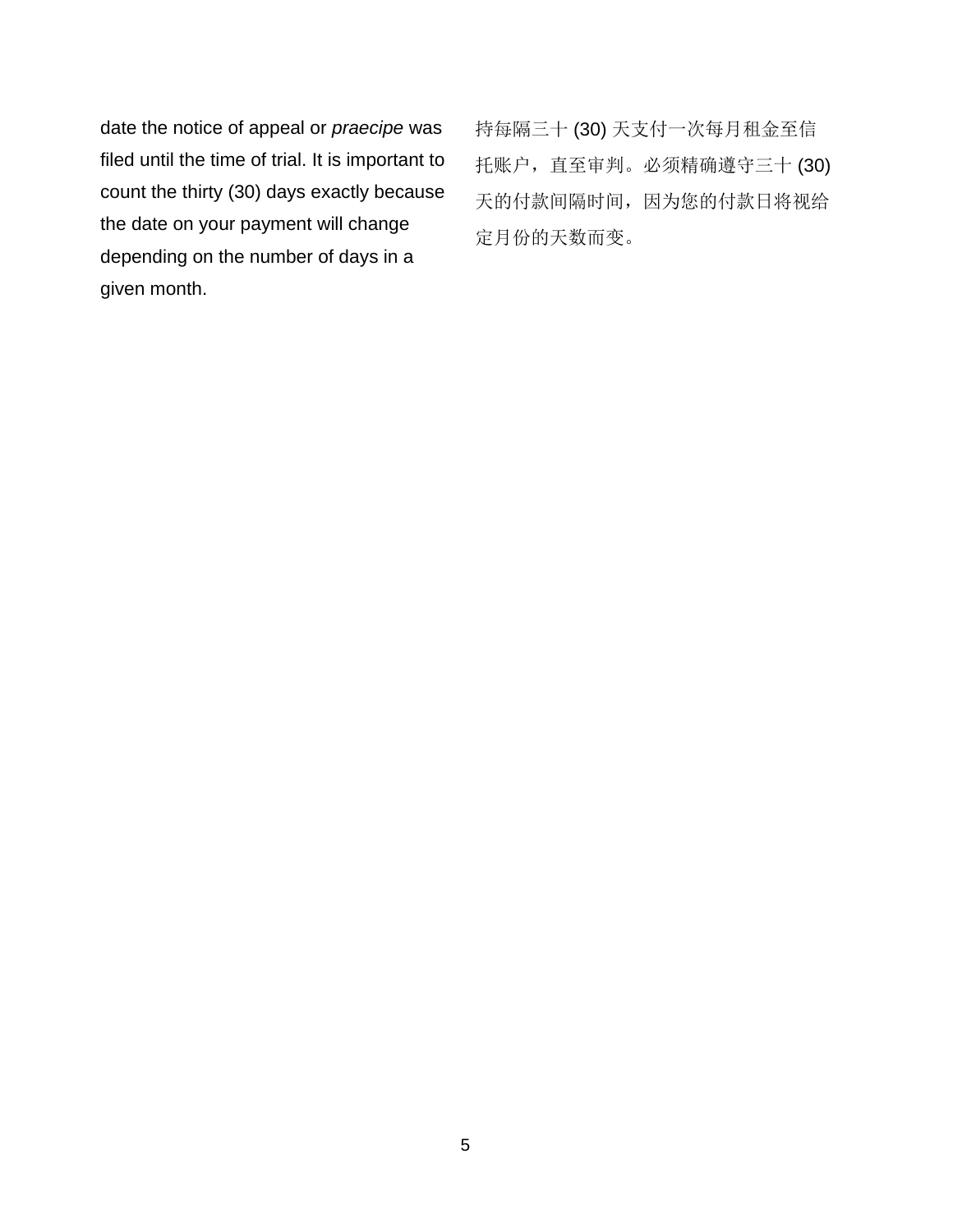date the notice of appeal or *praecipe* was filed until the time of trial. It is important to count the thirty (30) days exactly because the date on your payment will change depending on the number of days in a given month.

持每隔三十 (30) 天支付一次每月租金至信托账户，直至审判。必须精确遵守三十 (30) 天的付款间隔时间，因为您的付款日将视给定月份的天数而变。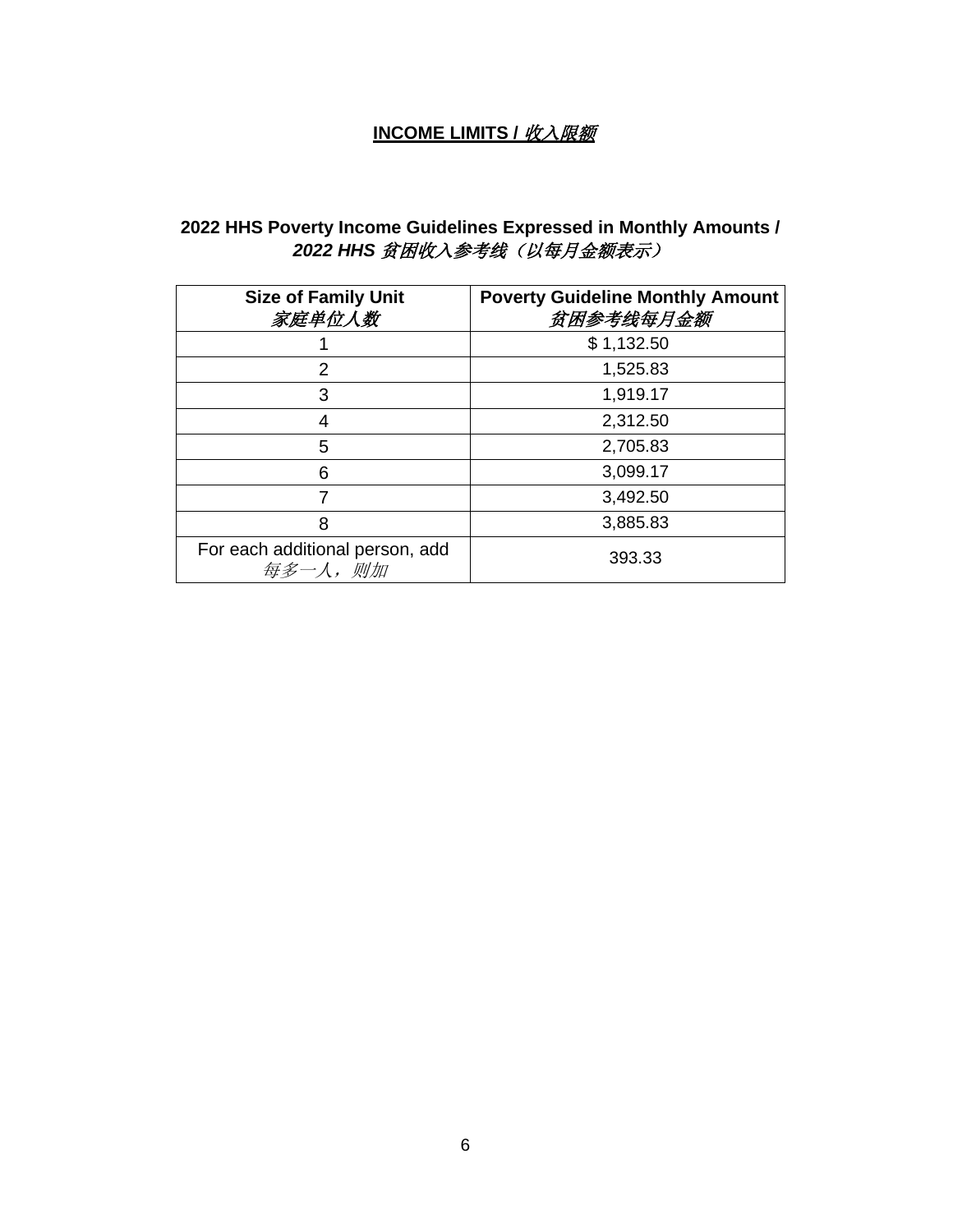# **INCOME LIMITS /** *收入限额*

## 2022 HHS Poverty Income Guidelines Expressed in Monthly Amounts / *2022 HHS 贫困收入参考线（以每月金额表示）*

| **Size of Family Unit** *家庭单位人数* | **Poverty Guideline Monthly Amount** *贫困参考线每月金额* |
|---|---|
| 1 | $ 1,132.50 |
| 2 | 1,525.83 |
| 3 | 1,919.17 |
| 4 | 2,312.50 |
| 5 | 2,705.83 |
| 6 | 3,099.17 |
| 7 | 3,492.50 |
| 8 | 3,885.83 |
| For each additional person, add *每多一人，则加* | 393.33 |